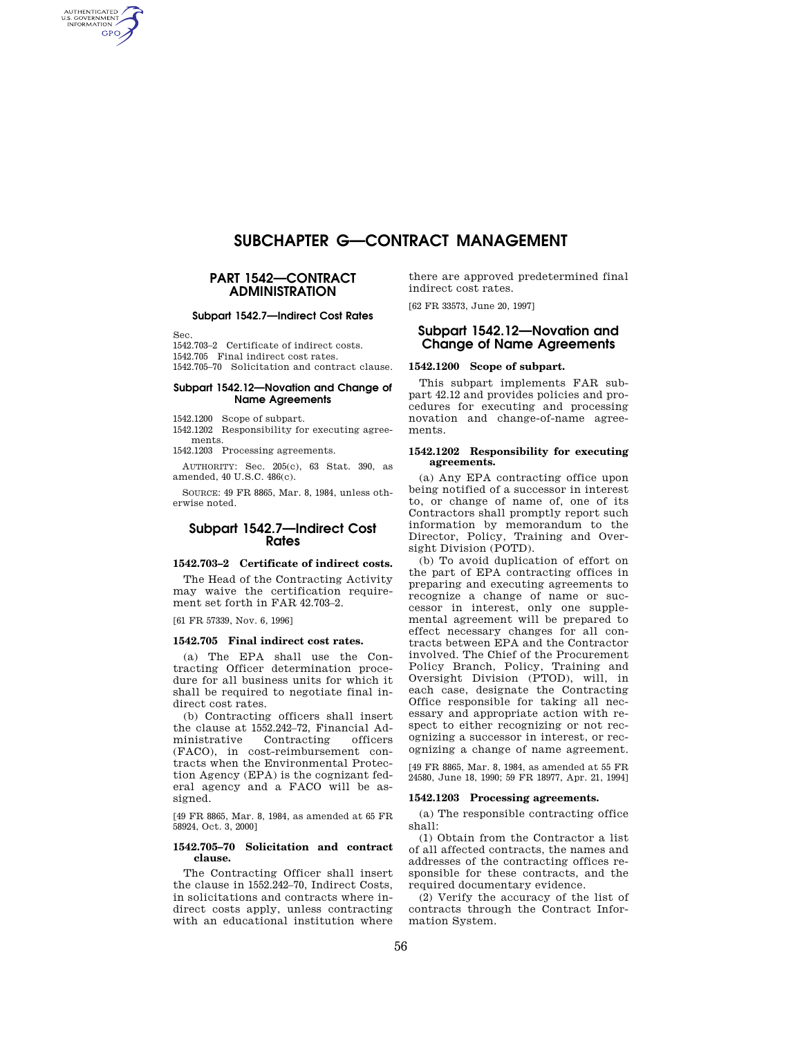# SUBCHAPTER G—CONTRACT MANAGEMENT

## PART 1542—CONTRACT ADMINISTRATION

### Subpart 1542.7—Indirect Cost Rates

Sec.

1542.703–2 Certificate of indirect costs.

1542.705 Final indirect cost rates.

1542.705–70 Solicitation and contract clause.

### Subpart 1542.12—Novation and Change of Name Agreements

1542.1200 Scope of subpart.

1542.1202 Responsibility for executing agreements.

1542.1203 Processing agreements.

AUTHORITY: Sec. 205(c), 63 Stat. 390, as amended, 40 U.S.C. 486(c).

SOURCE: 49 FR 8865, Mar. 8, 1984, unless otherwise noted.

## Subpart 1542.7—Indirect Cost Rates

**1542.703–2 Certificate of indirect costs.**

The Head of the Contracting Activity may waive the certification requirement set forth in FAR 42.703–2.

[61 FR 57339, Nov. 6, 1996]

**1542.705 Final indirect cost rates.**

(a) The EPA shall use the Contracting Officer determination procedure for all business units for which it shall be required to negotiate final indirect cost rates.

(b) Contracting officers shall insert the clause at 1552.242–72, Financial Administrative Contracting officers (FACO), in cost-reimbursement contracts when the Environmental Protection Agency (EPA) is the cognizant federal agency and a FACO will be assigned.

[49 FR 8865, Mar. 8, 1984, as amended at 65 FR 58924, Oct. 3, 2000]

**1542.705–70 Solicitation and contract clause.**

The Contracting Officer shall insert the clause in 1552.242–70, Indirect Costs, in solicitations and contracts where indirect costs apply, unless contracting with an educational institution where there are approved predetermined final indirect cost rates.

[62 FR 33573, June 20, 1997]

## Subpart 1542.12—Novation and Change of Name Agreements

**1542.1200 Scope of subpart.**

This subpart implements FAR subpart 42.12 and provides policies and procedures for executing and processing novation and change-of-name agreements.

**1542.1202 Responsibility for executing agreements.**

(a) Any EPA contracting office upon being notified of a successor in interest to, or change of name of, one of its Contractors shall promptly report such information by memorandum to the Director, Policy, Training and Oversight Division (POTD).

(b) To avoid duplication of effort on the part of EPA contracting offices in preparing and executing agreements to recognize a change of name or successor in interest, only one supplemental agreement will be prepared to effect necessary changes for all contracts between EPA and the Contractor involved. The Chief of the Procurement Policy Branch, Policy, Training and Oversight Division (PTOD), will, in each case, designate the Contracting Office responsible for taking all necessary and appropriate action with respect to either recognizing or not recognizing a successor in interest, or recognizing a change of name agreement.

[49 FR 8865, Mar. 8, 1984, as amended at 55 FR 24580, June 18, 1990; 59 FR 18977, Apr. 21, 1994]

**1542.1203 Processing agreements.**

(a) The responsible contracting office shall:

(1) Obtain from the Contractor a list of all affected contracts, the names and addresses of the contracting offices responsible for these contracts, and the required documentary evidence.

(2) Verify the accuracy of the list of contracts through the Contract Information System.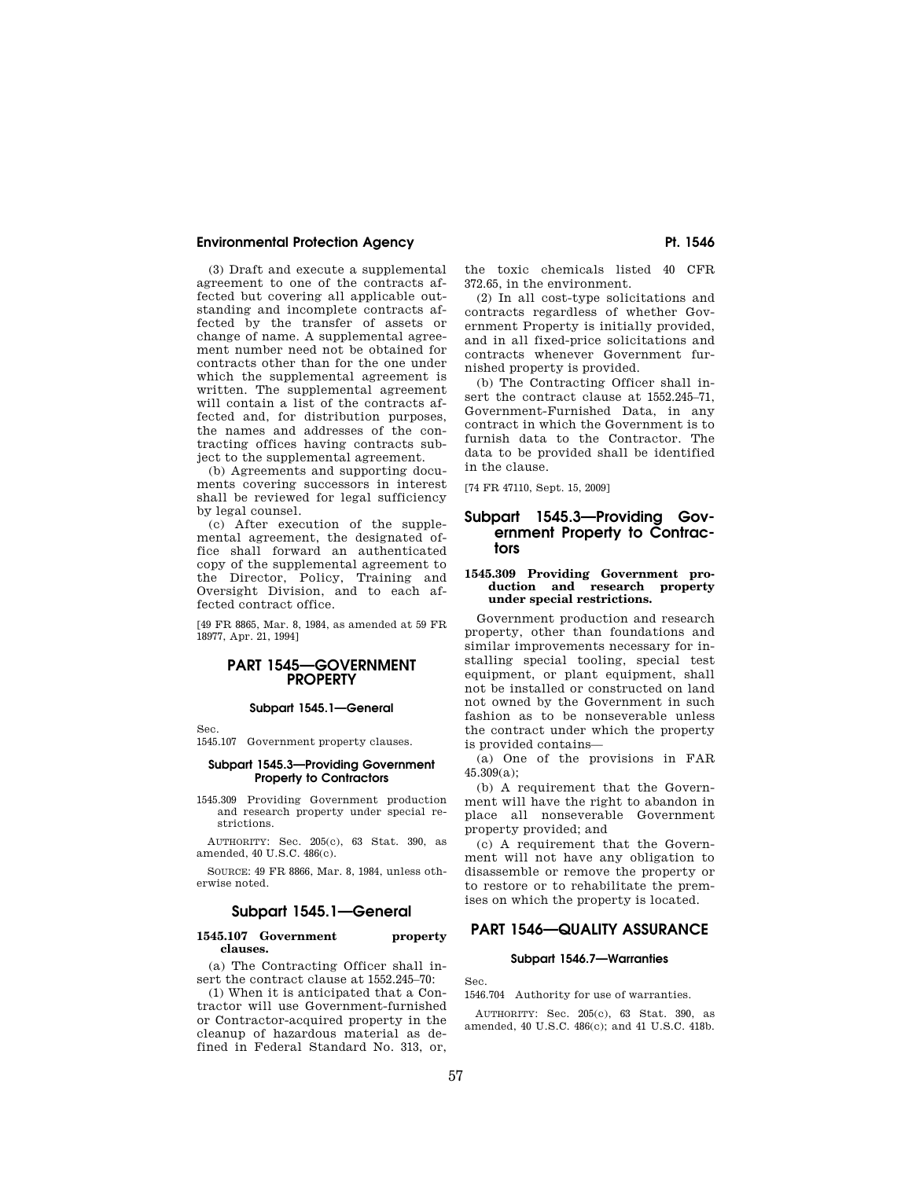(3) Draft and execute a supplemental agreement to one of the contracts affected but covering all applicable outstanding and incomplete contracts affected by the transfer of assets or change of name. A supplemental agreement number need not be obtained for contracts other than for the one under which the supplemental agreement is written. The supplemental agreement will contain a list of the contracts affected and, for distribution purposes, the names and addresses of the contracting offices having contracts subject to the supplemental agreement.

(b) Agreements and supporting documents covering successors in interest shall be reviewed for legal sufficiency by legal counsel.

(c) After execution of the supplemental agreement, the designated office shall forward an authenticated copy of the supplemental agreement to the Director, Policy, Training and Oversight Division, and to each affected contract office.

[49 FR 8865, Mar. 8, 1984, as amended at 59 FR 18977, Apr. 21, 1994]

# PART 1545—GOVERNMENT PROPERTY

### Subpart 1545.1—General

Sec.
1545.107 Government property clauses.

### Subpart 1545.3—Providing Government Property to Contractors

1545.309 Providing Government production and research property under special restrictions.

AUTHORITY: Sec. 205(c), 63 Stat. 390, as amended, 40 U.S.C. 486(c).

SOURCE: 49 FR 8866, Mar. 8, 1984, unless otherwise noted.

## Subpart 1545.1—General

#### 1545.107 Government property clauses.

(a) The Contracting Officer shall insert the contract clause at 1552.245–70:

(1) When it is anticipated that a Contractor will use Government-furnished or Contractor-acquired property in the cleanup of hazardous material as defined in Federal Standard No. 313, or, the toxic chemicals listed 40 CFR 372.65, in the environment.

(2) In all cost-type solicitations and contracts regardless of whether Government Property is initially provided, and in all fixed-price solicitations and contracts whenever Government furnished property is provided.

(b) The Contracting Officer shall insert the contract clause at 1552.245–71, Government-Furnished Data, in any contract in which the Government is to furnish data to the Contractor. The data to be provided shall be identified in the clause.

[74 FR 47110, Sept. 15, 2009]

## Subpart 1545.3—Providing Government Property to Contractors

#### 1545.309 Providing Government production and research property under special restrictions.

Government production and research property, other than foundations and similar improvements necessary for installing special tooling, special test equipment, or plant equipment, shall not be installed or constructed on land not owned by the Government in such fashion as to be nonseverable unless the contract under which the property is provided contains—

(a) One of the provisions in FAR 45.309(a);

(b) A requirement that the Government will have the right to abandon in place all nonseverable Government property provided; and

(c) A requirement that the Government will not have any obligation to disassemble or remove the property or to restore or to rehabilitate the premises on which the property is located.

# PART 1546—QUALITY ASSURANCE

### Subpart 1546.7—Warranties

Sec.
1546.704 Authority for use of warranties.

AUTHORITY: Sec. 205(c), 63 Stat. 390, as amended, 40 U.S.C. 486(c); and 41 U.S.C. 418b.